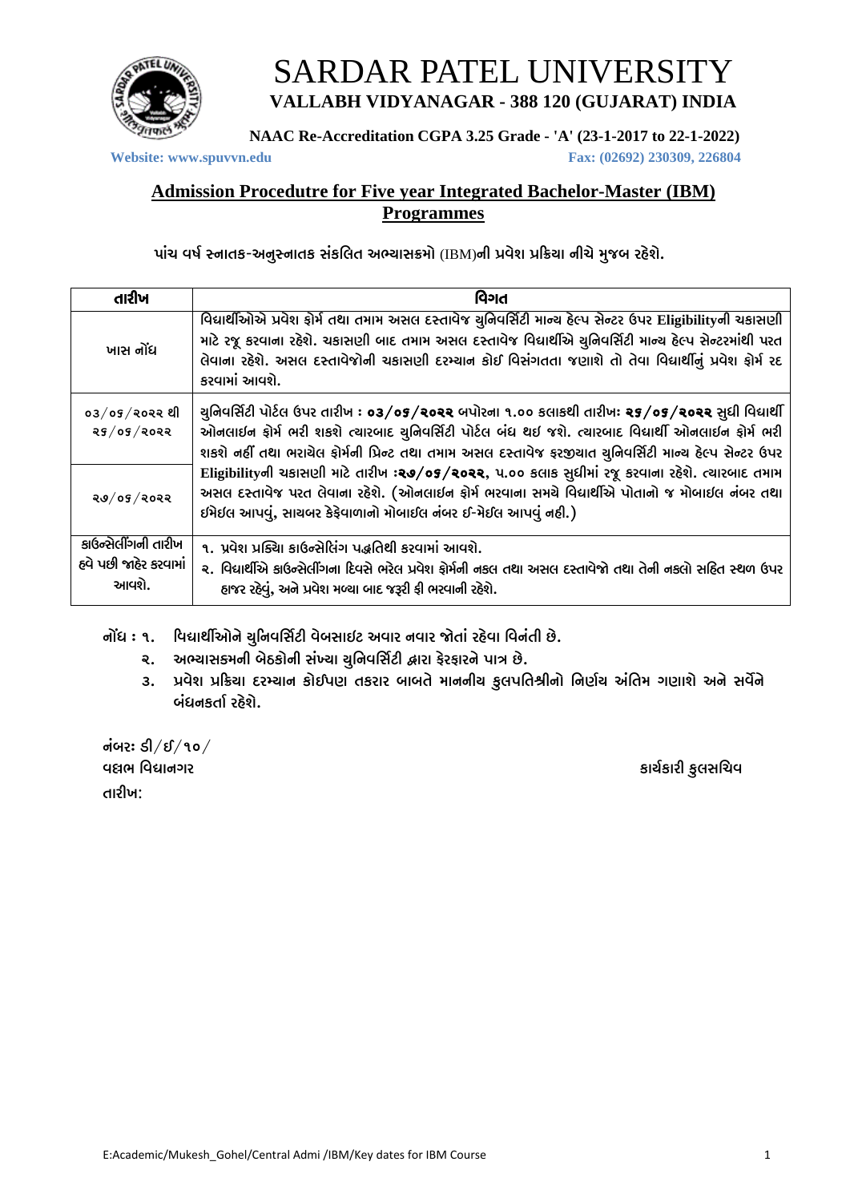# SARDAR PATEL UNIVERSITY

**VALLABH VIDYANAGAR - 388 120 (GUJARAT) INDIA**

**NAAC Re-Accreditation CGPA 3.25 Grade - 'A' (23-1-2017 to 22-1-2022)**

**Website: www.spuvvn.edu** **Fax: (02692) 230309, 226804**

## Admission Procedutre for Five year Integrated Bachelor-Master (IBM) Programmes

**પાંચ વર્ષ સ્નાતક-અનુસ્નાતક સંકલિત અભ્યાસક્રમો (IBM)ની પ્રવેશ પ્રક્રિયા નીચે મુજબ રહેશે.**

| તારીખ | વિગત |
|---|---|
| ખાસ નોંધ | વિદ્યાર્થીઓએ પ્રવેશ ફોર્મ તથા તમામ અસલ દસ્તાવેજ યુનિવર્સિટી માન્ય હેલ્પ સેન્ટર ઉપર Eligibilityની ચકાસણી માટે રજૂ કરવાના રહેશે. ચકાસણી બાદ તમામ અસલ દસ્તાવેજ વિદ્યાર્થીએ યુનિવર્સિટી માન્ય હેલ્પ સેન્ટરમાંથી પરત લેવાના રહેશે. અસલ દસ્તાવેજોની ચકાસણી દરમ્યાન કોઈ વિસંગતતા જણાશે તો તેવા વિદ્યાર્થીનું પ્રવેશ ફોર્મ રદ કરવામાં આવશે. |
| ૦૩/૦૬/૨૦૨૨ થી ૨૬/૦૬/૨૦૨૨ | યુનિવર્સિટી પોર્ટલ ઉપર તારીખ : **૦૩/૦૬/૨૦૨૨** બપોરના ૧.૦૦ કલાકથી તારીખ: **૨૬/૦૬/૨૦૨૨** સુધી વિદ્યાર્થી ઓનલાઈન ફોર્મ ભરી શકશે ત્યારબાદ યુનિવર્સિટી પોર્ટલ બંધ થઇ જશે. ત્યારબાદ વિદ્યાર્થી ઓનલાઈન ફોર્મ ભરી શકશે નહીં તથા ભરાયેલ ફોર્મની પ્રિન્ટ તથા તમામ અસલ દસ્તાવેજ ફરજીયાત યુનિવર્સિટી માન્ય હેલ્પ સેન્ટર ઉપર Eligibilityની ચકાસણી માટે તારીખ :**૨૭/૦૬/૨૦૨૨,** ૫.૦૦ કલાક સુધીમાં રજૂ કરવાના રહેશે. ત્યારબાદ તમામ અસલ દસ્તાવેજ પરત લેવાના રહેશે. (ઓનલાઈન ફોર્મ ભરવાના સમયે વિદ્યાર્થીએ પોતાનો જ મોબાઈલ નંબર તથા ઈમેઈલ આપવું, સાયબર કેફેવાળાનો મોબાઈલ નંબર ઈ-મેઈલ આપવું નહી.) |
| ૨૭/૦૬/૨૦૨૨ | |
| કાઉન્સેલીંગની તારીખ હવે પછી જાહેર કરવામાં આવશે. | ૧. પ્રવેશ પ્રક્રિયા કાઉન્સેલિંગ પદ્ધતિથી કરવામાં આવશે.<br>૨. વિદ્યાર્થીએ કાઉન્સેલીંગના દિવસે ભરેલ પ્રવેશ ફોર્મની નકલ તથા અસલ દસ્તાવેજો તથા તેની નકલો સહિત સ્થળ ઉપર હાજર રહેવું, અને પ્રવેશ મળ્યા બાદ જરૂરી ફી ભરવાની રહેશે. |

**નોંધ :**

1. **વિદ્યાર્થીઓને યુનિવર્સિટી વેબસાઇટ અવાર નવાર જોતાં રહેવા વિનંતી છે.**
2. **અભ્યાસક્રમની બેઠકોની સંખ્યા યુનિવર્સિટી દ્વારા ફેરફારને પાત્ર છે.**
3. **પ્રવેશ પ્રક્રિયા દરમ્યાન કોઈપણ તકરાર બાબતે માનનીય કુલપતિશ્રીનો નિર્ણય અંતિમ ગણાશે અને સર્વેને બંધનકર્તા રહેશે.**

**નંબર: ડી/ઈ/૧૦/**

**વલ્લભ વિદ્યાનગર** **કાર્યકારી કુલસચિવ**

**તારીખ:**

E:Academic/Mukesh_Gohel/Central Admi /IBM/Key dates for IBM Course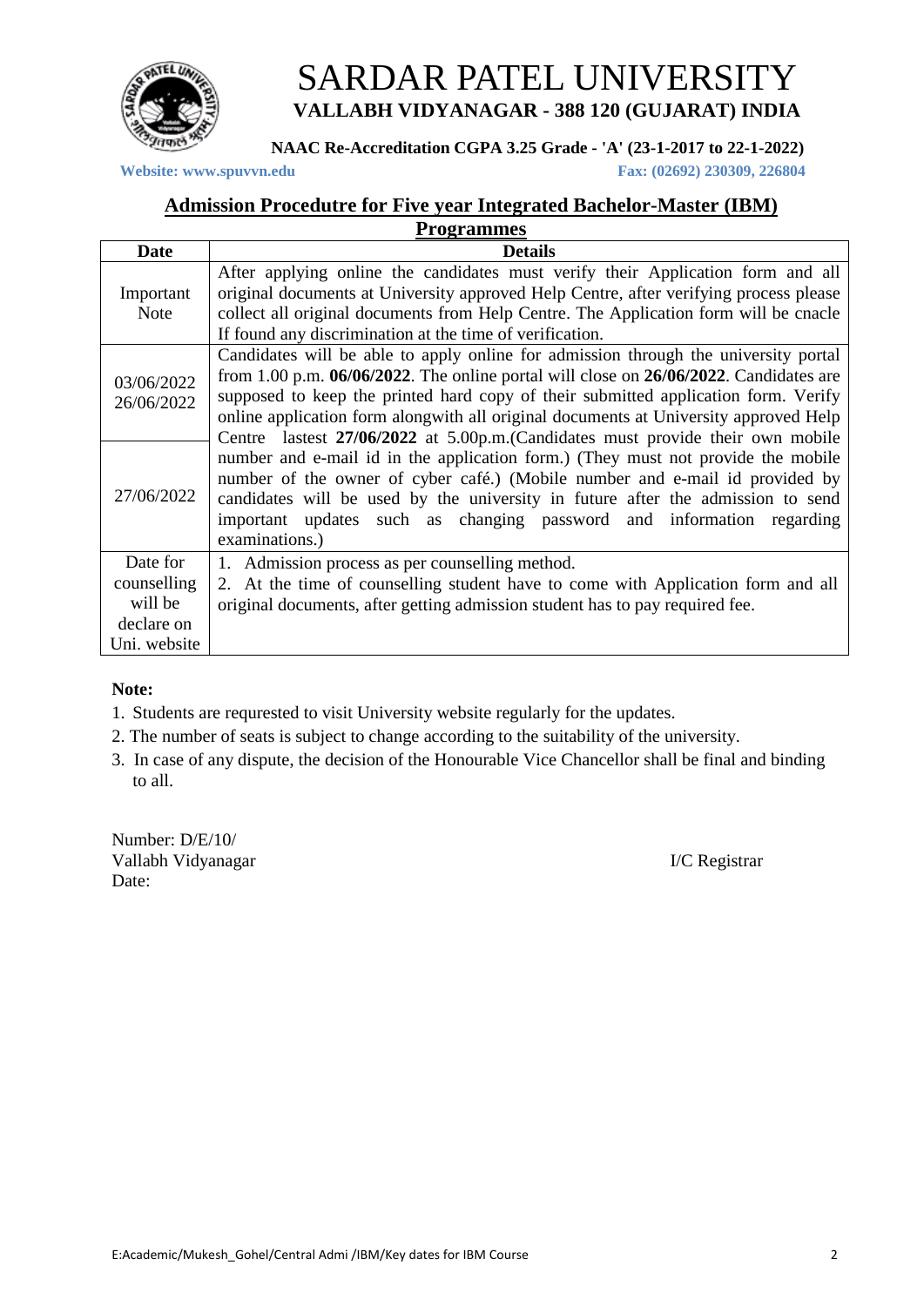# SARDAR PATEL UNIVERSITY

## VALLABH VIDYANAGAR - 388 120 (GUJARAT) INDIA

**NAAC Re-Accreditation CGPA 3.25 Grade - 'A' (23-1-2017 to 22-1-2022)**

**Website: www.spuvvn.edu** **Fax: (02692) 230309, 226804**

## Admission Procedutre for Five year Integrated Bachelor-Master (IBM) Programmes

| Date | Details |
|---|---|
| Important Note | After applying online the candidates must verify their Application form and all original documents at University approved Help Centre, after verifying process please collect all original documents from Help Centre. The Application form will be cnacle If found any discrimination at the time of verification. |
| 03/06/2022 26/06/2022 | Candidates will be able to apply online for admission through the university portal from 1.00 p.m. **06/06/2022**. The online portal will close on **26/06/2022**. Candidates are supposed to keep the printed hard copy of their submitted application form. Verify online application form alongwith all original documents at University approved Help Centre lastest **27/06/2022** at 5.00p.m.(Candidates must provide their own mobile |
| 27/06/2022 | number and e-mail id in the application form.) (They must not provide the mobile number of the owner of cyber café.) (Mobile number and e-mail id provided by candidates will be used by the university in future after the admission to send important updates such as changing password and information regarding examinations.) |
| Date for counselling will be declare on Uni. website | 1. Admission process as per counselling method.<br>2. At the time of counselling student have to come with Application form and all original documents, after getting admission student has to pay required fee. |

**Note:**

1. Students are requrested to visit University website regularly for the updates.
2. The number of seats is subject to change according to the suitability of the university.
3. In case of any dispute, the decision of the Honourable Vice Chancellor shall be final and binding to all.

Number: D/E/10/
Vallabh Vidyanagar
Date:

I/C Registrar

E:Academic/Mukesh_Gohel/Central Admi /IBM/Key dates for IBM Course